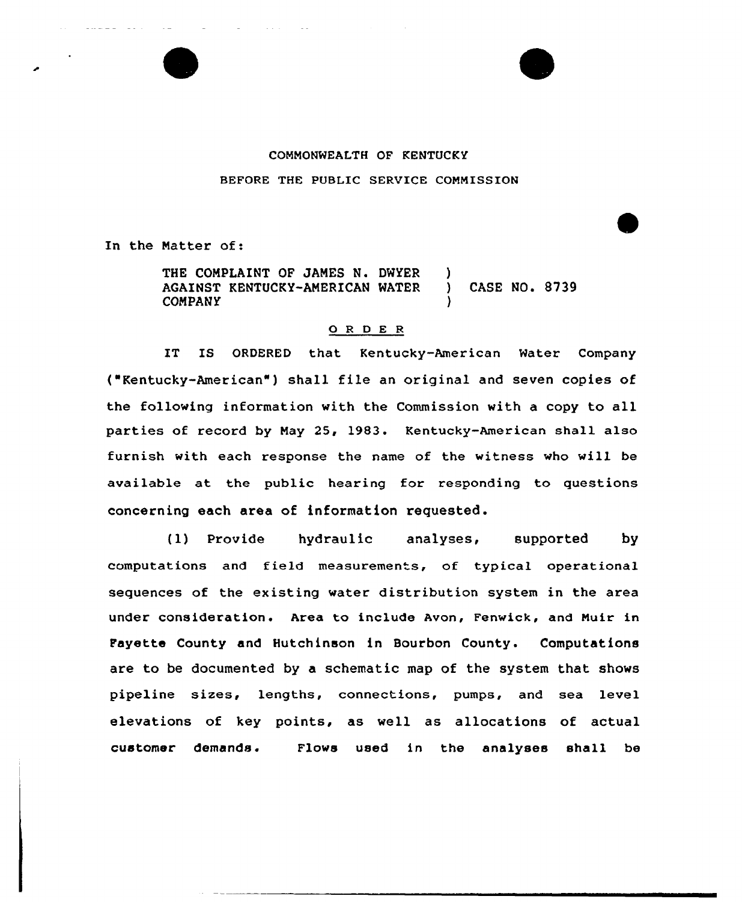COMMONWEALTH OF KENTUCKY

BEFORE THE PUBLIC SERVICE COMMISSION

In the Matter of:

THE COMPLAINT OF JAMES N. DWYER AGAINST KENTUCKY-AMERICAN WATER COMPANY ) CASE NO. 8739

## O R D E R

IT IS ORDERED that Kentucky-American Water Company ("Kentucky-American") shall file an original and seven copies of the following information with the Commission with a copy to all parties of record by May 25, 1983. Kentucky-American shall also furnish with each response the name of the witness who will be available at the public hearing for responding to questions concerning each area of information requested.

(1) Provide hydraulic analyses, supported by computations and field measurements, of typical operational sequences of the existing water distribution system in the area under consideration. Area to include Avon, Fenwick, and Muir in Fayette County and Hutchinson in Bourbon County. Computations are to be documented by a schematic map of the system that shows pipeline sizes, lengths, connections, pumps, and sea level elevations of key points, as well as allocations of actual customer demands. Flows used in the analyses shall be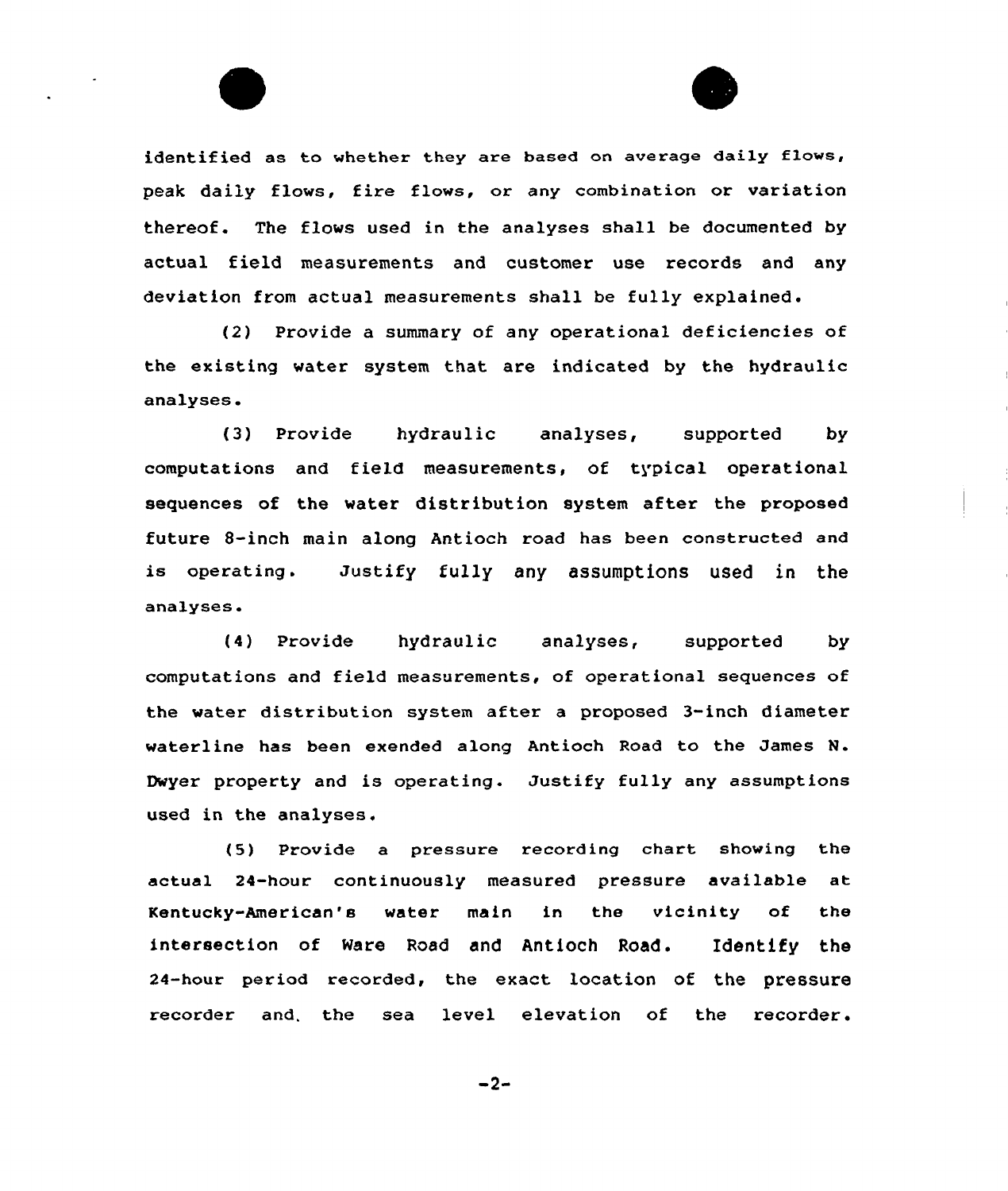identified as to whether they are based on average daily flows, peak daily flows, fire flows, or any combination or variation thereof. The flows used in the analyses shall be documented by actual field measurements and customer use records and any deviation from actual measurements shall be fully explained.

(2) Provide a summary of any operational deficiencies of the existing water system that are indicated by the hydraulic analyses.

(3) Provide hydraulic analyses, supported by computations and field measurements, of typical operational sequences of the water distribution system after the proposed future 8-inch main along Antioch road has been constructed and is operating. Justify fully any assumptions used in the analyses.

(4) Provide hydraulic analyses, supported by computations and field measurements, of operational sequences of the water distribution system after a proposed 3-inch diameter waterline has been exended along Antioch Road to the James N. Dwyer property and is operating. Justify fully any assumptions used in the analyses.

(5) Provide a pressure recording chart showing the actual 24-hour continuously measured pressure available at Kentucky-American's water main in the vicinity of the intersection of Ware Road and Antioch Road. Identify the 24-hour period recorded, the exact location of the pressure recorder and the sea level elevation of the recorder.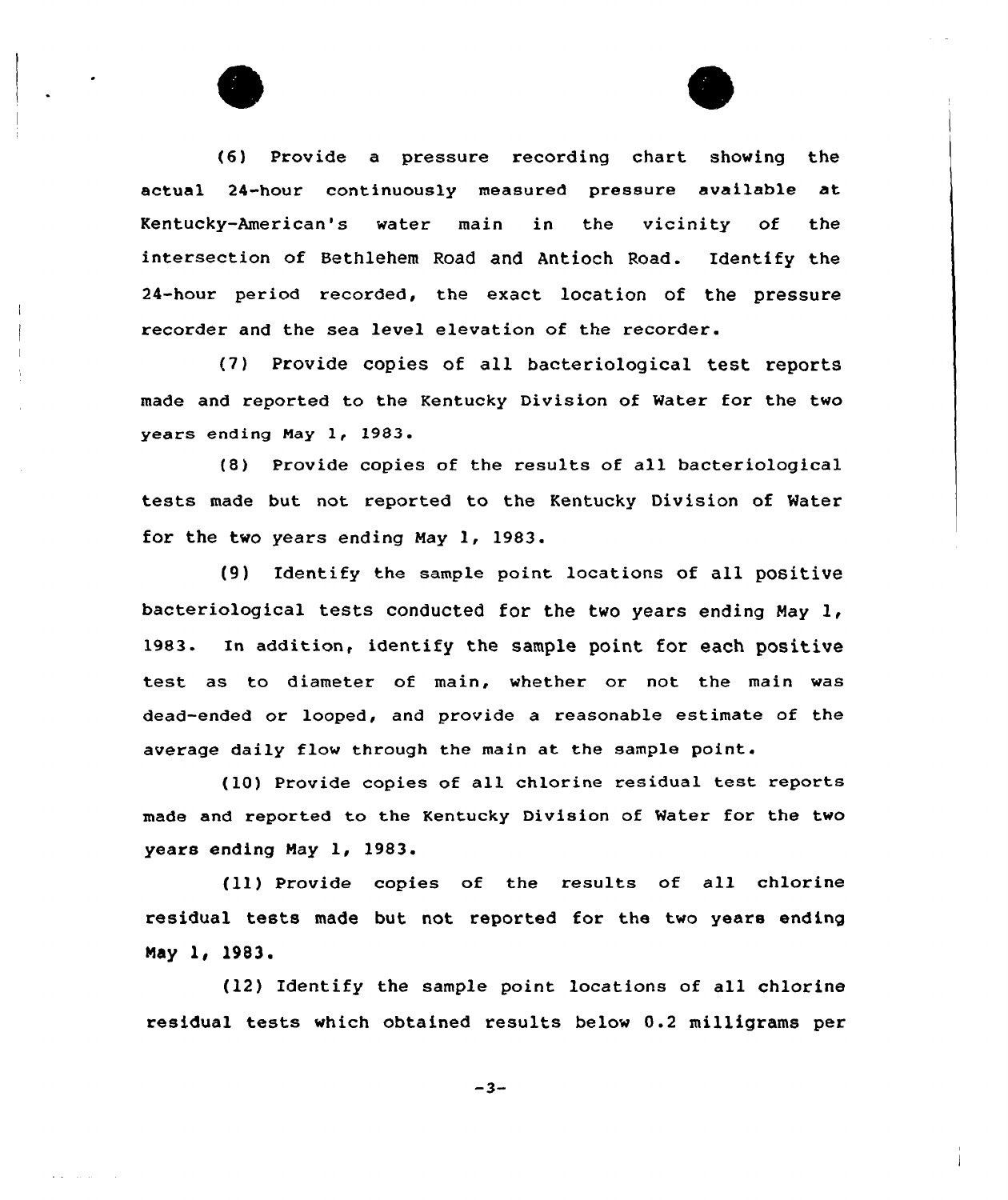(6) Provide a pressure recording chart showing the actual 24-hour continuously measured pressure available at Kentucky-American's water main in the vicinity of the intersection of Bethlehem Road and Antioch Road. Identify the 24-hour period recorded, the exact location of the pressure recorder and the sea level elevation of the recorder.

(7) Provide copies of all bacteriological test reports made and reported to the Kentucky Division of Water for the two years ending May 1, 1983.

(8) Provide copies of the results of all bacteriological tests made but not reported to the Kentucky Division of Water for the two years ending May 1, 1983.

(9) Identify the sample point locations of all positive bacteriological tests conducted for the two years ending May 1, 1983. In addition, identify the sample point for each positive test as to diameter of main, whether or not the main was dead-ended or looped, and provide a reasonable estimate of the average daily flow through the main at the sample point.

(10) Provide copies of all chlorine residual test reports made and reported to the Kentucky Division of Water for the two years ending May 1, 1983.

(11) Provide copies of the results of all chlorine residual tests made but not reported for the two years ending May 1, 1983.

(12) Identify the sample point locations of all chlorine residual tests which obtained results below 0.2 milligrams per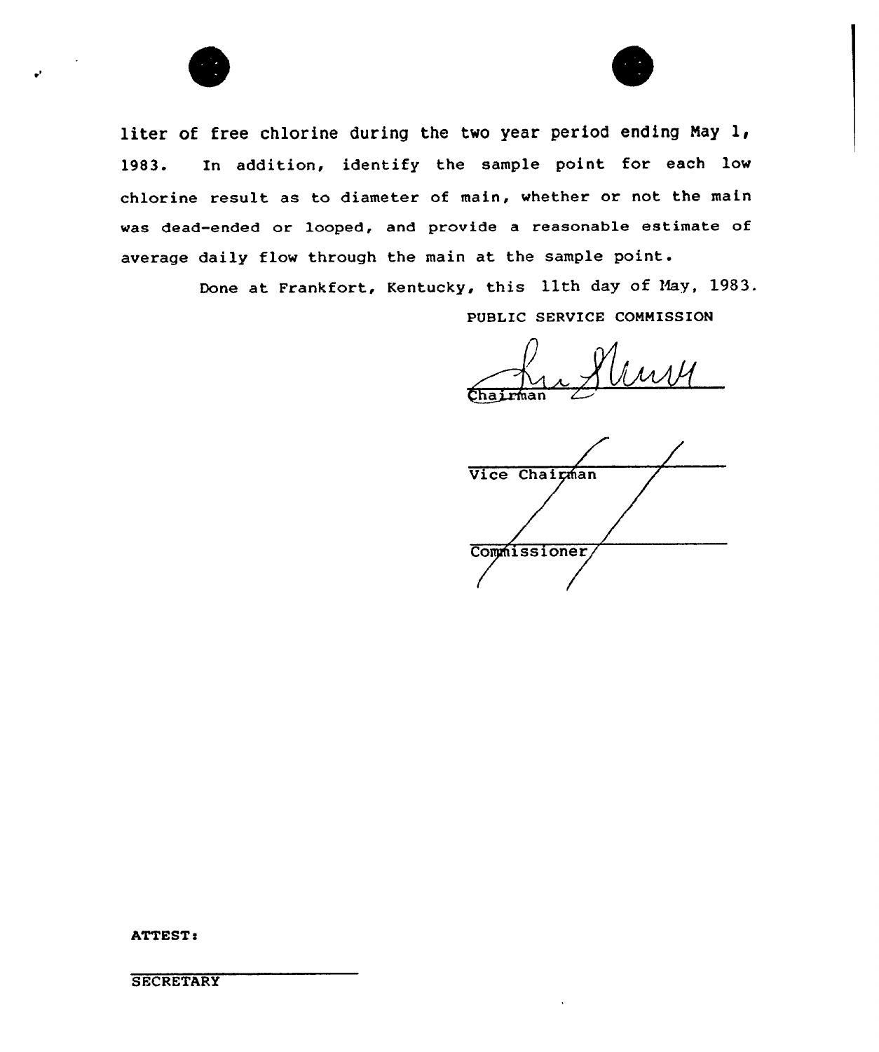liter of free chlorine during the two year period ending May 1, 1983. In addition, identify the sample point for each low chlorine result as to diameter of main, whether or not the main was dead-ended or looped, and provide a reasonable estimate of average daily flow through the main at the sample point.

Done at Frankfort, Kentucky, this 11th day of May, 1983.

PUBLIC SERVICE COMMISSION

Chairman

Vice Chairman

Commissioner

ATTEST:

SECRETARY